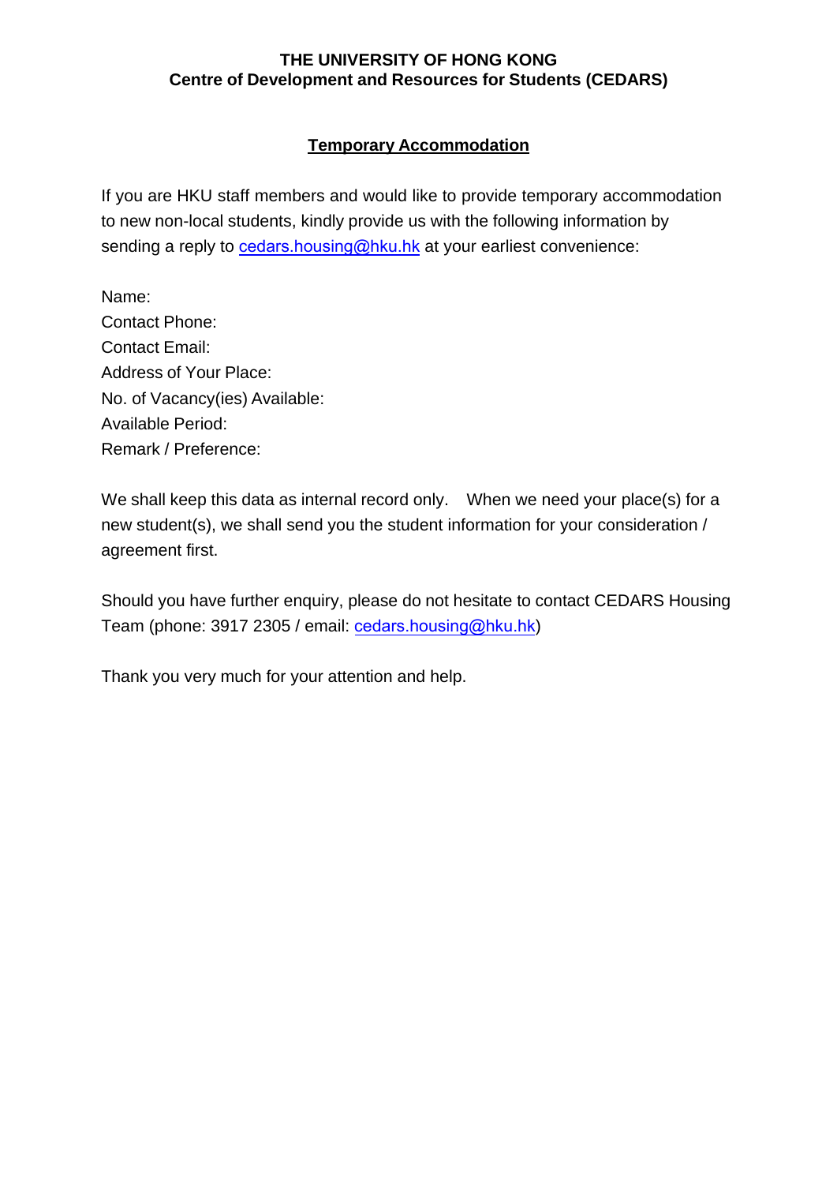**THE UNIVERSITY OF HONG KONG**
**Centre of Development and Resources for Students (CEDARS)**

## Temporary Accommodation

If you are HKU staff members and would like to provide temporary accommodation to new non-local students, kindly provide us with the following information by sending a reply to cedars.housing@hku.hk at your earliest convenience:

Name:
Contact Phone:
Contact Email:
Address of Your Place:
No. of Vacancy(ies) Available:
Available Period:
Remark / Preference:

We shall keep this data as internal record only. When we need your place(s) for a new student(s), we shall send you the student information for your consideration / agreement first.

Should you have further enquiry, please do not hesitate to contact CEDARS Housing Team (phone: 3917 2305 / email: cedars.housing@hku.hk)

Thank you very much for your attention and help.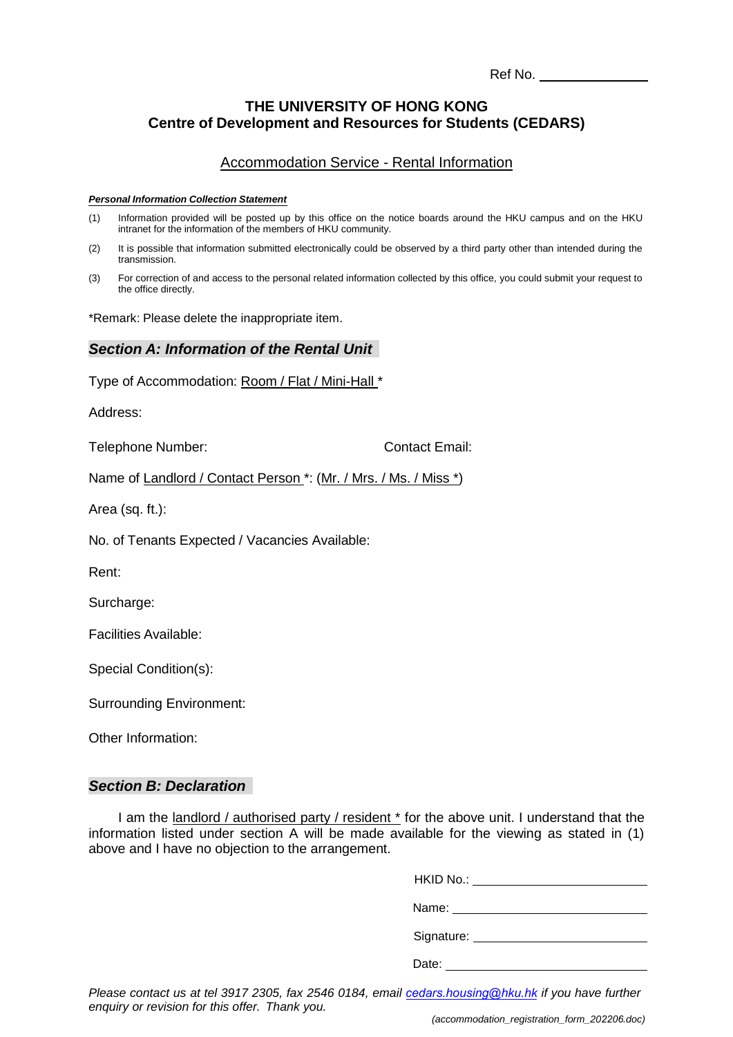Ref No. ______________

# THE UNIVERSITY OF HONG KONG
## Centre of Development and Resources for Students (CEDARS)

### Accommodation Service - Rental Information

***Personal Information Collection Statement***

(1) Information provided will be posted up by this office on the notice boards around the HKU campus and on the HKU intranet for the information of the members of HKU community.

(2) It is possible that information submitted electronically could be observed by a third party other than intended during the transmission.

(3) For correction of and access to the personal related information collected by this office, you could submit your request to the office directly.

*Remark: Please delete the inappropriate item.

### *Section A: Information of the Rental Unit*

Type of Accommodation: Room / Flat / Mini-Hall *

Address:

Telephone Number: Contact Email:

Name of Landlord / Contact Person *: (Mr. / Mrs. / Ms. / Miss *)

Area (sq. ft.):

No. of Tenants Expected / Vacancies Available:

Rent:

Surcharge:

Facilities Available:

Special Condition(s):

Surrounding Environment:

Other Information:

### *Section B: Declaration*

I am the landlord / authorised party / resident * for the above unit. I understand that the information listed under section A will be made available for the viewing as stated in (1) above and I have no objection to the arrangement.

HKID No.: ______________________

Name: ______________________

Signature: ______________________

Date: ______________________

*Please contact us at tel 3917 2305, fax 2546 0184, email cedars.housing@hku.hk if you have further enquiry or revision for this offer. Thank you.*

*(accommodation_registration_form_202206.doc)*